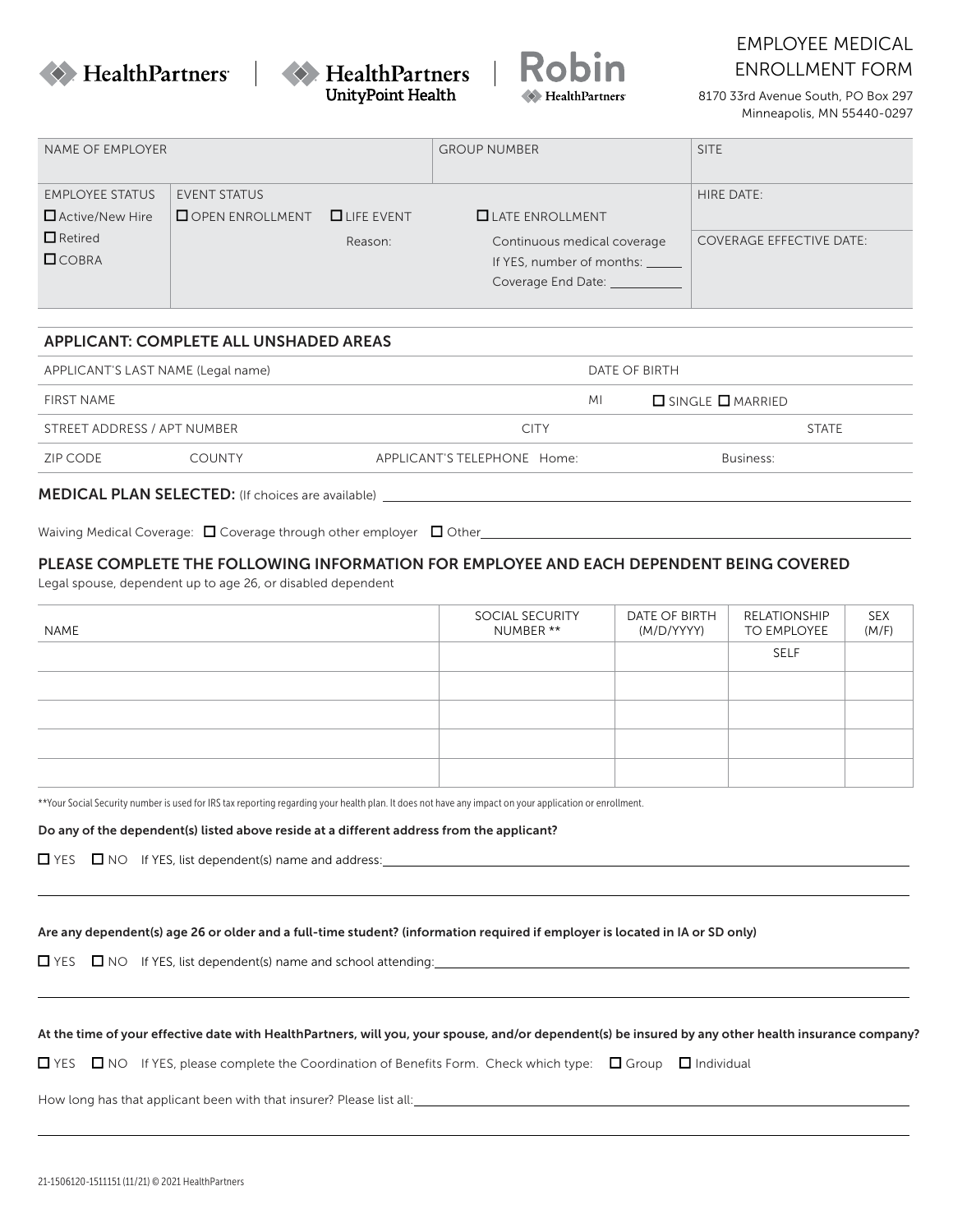HealthPartners | HealthPartners UnityPoint Health | Robin HealthPartners

# EMPLOYEE MEDICAL ENROLLMENT FORM

8170 33rd Avenue South, PO Box 297
Minneapolis, MN 55440-0297

| NAME OF EMPLOYER | | GROUP NUMBER | SITE |
|---|---|---|---|
| EMPLOYEE STATUS<br>☐ Active/New Hire<br>☐ Retired<br>☐ COBRA | EVENT STATUS<br>☐ OPEN ENROLLMENT ☐ LIFE EVENT<br>Reason: | ☐ LATE ENROLLMENT<br>Continuous medical coverage<br>If YES, number of months: _____<br>Coverage End Date: ___________ | HIRE DATE:<br><br>COVERAGE EFFECTIVE DATE: |

## APPLICANT: COMPLETE ALL UNSHADED AREAS

| APPLICANT'S LAST NAME (Legal name) | | | DATE OF BIRTH |
|---|---|---|---|
| FIRST NAME | | MI | ☐ SINGLE ☐ MARRIED |
| STREET ADDRESS / APT NUMBER | | CITY | STATE |
| ZIP CODE | COUNTY | APPLICANT'S TELEPHONE Home: | Business: |

**MEDICAL PLAN SELECTED:** (If choices are available) ____________________

Waiving Medical Coverage: ☐ Coverage through other employer ☐ Other____________________

## PLEASE COMPLETE THE FOLLOWING INFORMATION FOR EMPLOYEE AND EACH DEPENDENT BEING COVERED

Legal spouse, dependent up to age 26, or disabled dependent

| NAME | SOCIAL SECURITY NUMBER ** | DATE OF BIRTH (M/D/YYYY) | RELATIONSHIP TO EMPLOYEE | SEX (M/F) |
|---|---|---|---|---|
| | | | SELF | |
| | | | | |
| | | | | |
| | | | | |
| | | | | |

**Your Social Security number is used for IRS tax reporting regarding your health plan. It does not have any impact on your application or enrollment.

**Do any of the dependent(s) listed above reside at a different address from the applicant?**

☐ YES ☐ NO If YES, list dependent(s) name and address: ____________________

**Are any dependent(s) age 26 or older and a full-time student? (information required if employer is located in IA or SD only)**

☐ YES ☐ NO If YES, list dependent(s) name and school attending: ____________________

**At the time of your effective date with HealthPartners, will you, your spouse, and/or dependent(s) be insured by any other health insurance company?**

☐ YES ☐ NO If YES, please complete the Coordination of Benefits Form. Check which type: ☐ Group ☐ Individual

How long has that applicant been with that insurer? Please list all: ____________________

21-1506120-1511151 (11/21) © 2021 HealthPartners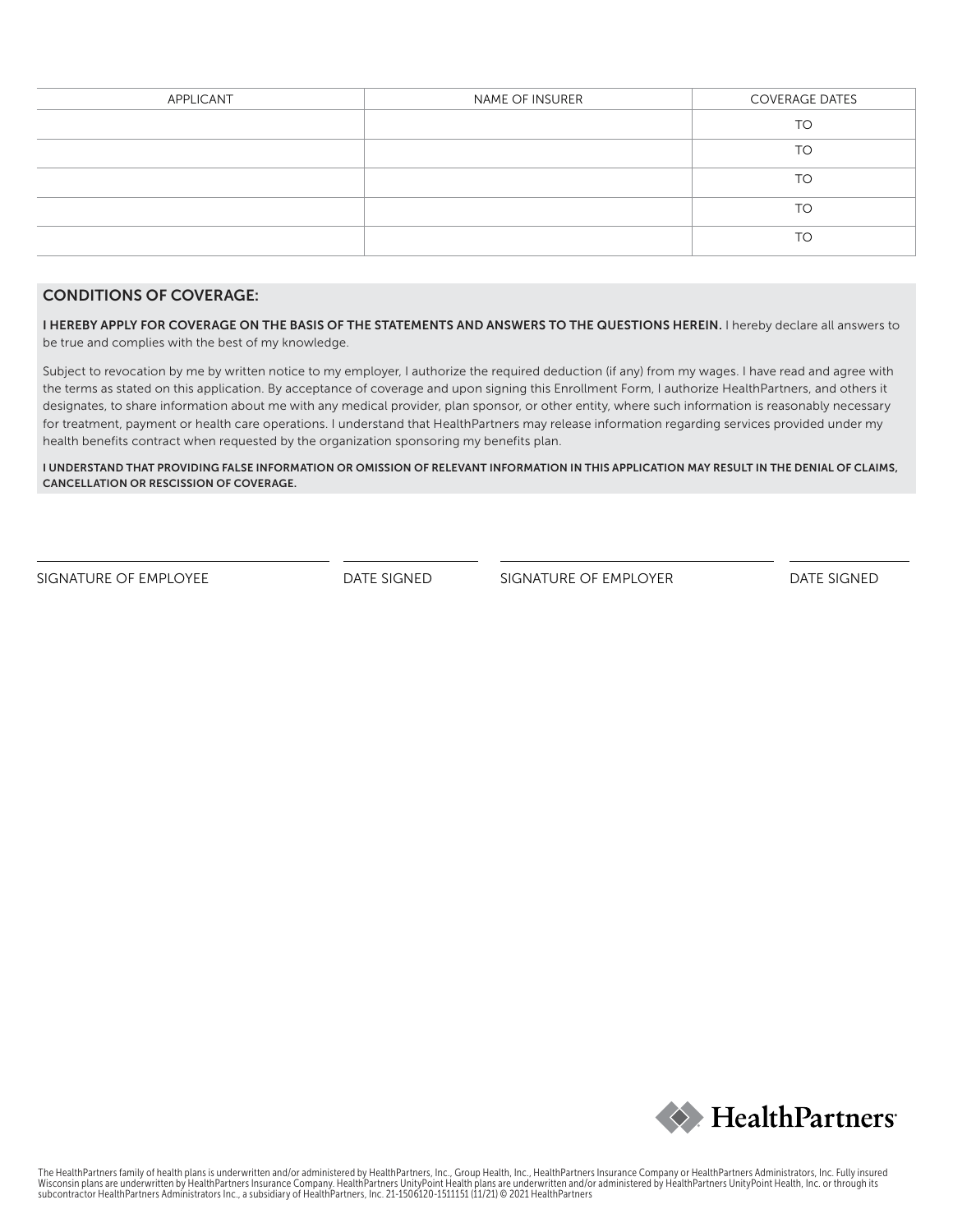| APPLICANT | NAME OF INSURER | COVERAGE DATES |
|---|---|---|
| | | TO |
| | | TO |
| | | TO |
| | | TO |
| | | TO |

## CONDITIONS OF COVERAGE:

**I HEREBY APPLY FOR COVERAGE ON THE BASIS OF THE STATEMENTS AND ANSWERS TO THE QUESTIONS HEREIN.** I hereby declare all answers to be true and complies with the best of my knowledge.

Subject to revocation by me by written notice to my employer, I authorize the required deduction (if any) from my wages. I have read and agree with the terms as stated on this application. By acceptance of coverage and upon signing this Enrollment Form, I authorize HealthPartners, and others it designates, to share information about me with any medical provider, plan sponsor, or other entity, where such information is reasonably necessary for treatment, payment or health care operations. I understand that HealthPartners may release information regarding services provided under my health benefits contract when requested by the organization sponsoring my benefits plan.

**I UNDERSTAND THAT PROVIDING FALSE INFORMATION OR OMISSION OF RELEVANT INFORMATION IN THIS APPLICATION MAY RESULT IN THE DENIAL OF CLAIMS, CANCELLATION OR RESCISSION OF COVERAGE.**

SIGNATURE OF EMPLOYEE ______________________ DATE SIGNED __________ SIGNATURE OF EMPLOYER ______________________ DATE SIGNED __________

HealthPartners

The HealthPartners family of health plans is underwritten and/or administered by HealthPartners, Inc., Group Health, Inc., HealthPartners Insurance Company or HealthPartners Administrators, Inc. Fully insured Wisconsin plans are underwritten by HealthPartners Insurance Company. HealthPartners UnityPoint Health plans are underwritten and/or administered by HealthPartners UnityPoint Health, Inc. or through its subcontractor HealthPartners Administrators Inc., a subsidiary of HealthPartners, Inc. 21-1506120-1511151 (11/21) © 2021 HealthPartners